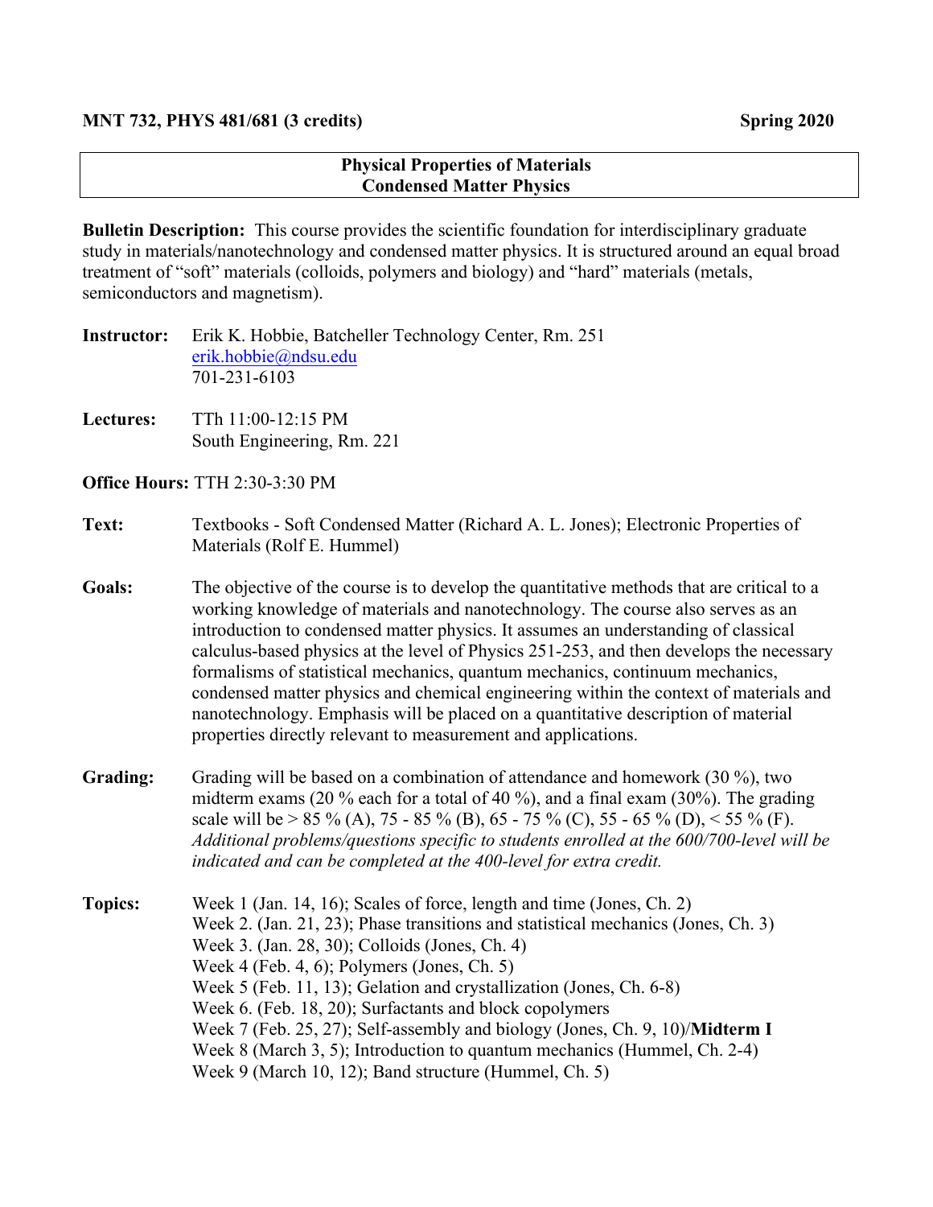**MNT 732, PHYS 481/681 (3 credits)** **Spring 2020**

## Physical Properties of Materials
## Condensed Matter Physics

**Bulletin Description:** This course provides the scientific foundation for interdisciplinary graduate study in materials/nanotechnology and condensed matter physics. It is structured around an equal broad treatment of "soft" materials (colloids, polymers and biology) and "hard" materials (metals, semiconductors and magnetism).

**Instructor:** Erik K. Hobbie, Batcheller Technology Center, Rm. 251
erik.hobbie@ndsu.edu
701-231-6103

**Lectures:** TTh 11:00-12:15 PM
South Engineering, Rm. 221

**Office Hours:** TTH 2:30-3:30 PM

**Text:** Textbooks - Soft Condensed Matter (Richard A. L. Jones); Electronic Properties of Materials (Rolf E. Hummel)

**Goals:** The objective of the course is to develop the quantitative methods that are critical to a working knowledge of materials and nanotechnology. The course also serves as an introduction to condensed matter physics. It assumes an understanding of classical calculus-based physics at the level of Physics 251-253, and then develops the necessary formalisms of statistical mechanics, quantum mechanics, continuum mechanics, condensed matter physics and chemical engineering within the context of materials and nanotechnology. Emphasis will be placed on a quantitative description of material properties directly relevant to measurement and applications.

**Grading:** Grading will be based on a combination of attendance and homework (30 %), two midterm exams (20 % each for a total of 40 %), and a final exam (30%). The grading scale will be > 85 % (A), 75 - 85 % (B), 65 - 75 % (C), 55 - 65 % (D), < 55 % (F). *Additional problems/questions specific to students enrolled at the 600/700-level will be indicated and can be completed at the 400-level for extra credit.*

**Topics:**
Week 1 (Jan. 14, 16); Scales of force, length and time (Jones, Ch. 2)
Week 2. (Jan. 21, 23); Phase transitions and statistical mechanics (Jones, Ch. 3)
Week 3. (Jan. 28, 30); Colloids (Jones, Ch. 4)
Week 4 (Feb. 4, 6); Polymers (Jones, Ch. 5)
Week 5 (Feb. 11, 13); Gelation and crystallization (Jones, Ch. 6-8)
Week 6. (Feb. 18, 20); Surfactants and block copolymers
Week 7 (Feb. 25, 27); Self-assembly and biology (Jones, Ch. 9, 10)/**Midterm I**
Week 8 (March 3, 5); Introduction to quantum mechanics (Hummel, Ch. 2-4)
Week 9 (March 10, 12); Band structure (Hummel, Ch. 5)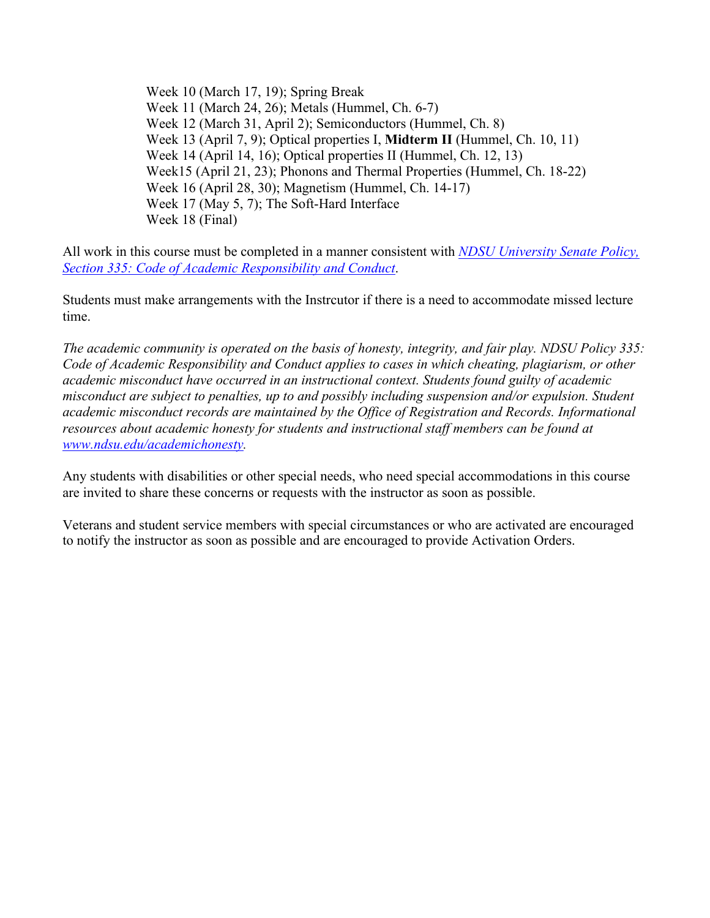Week 10 (March 17, 19); Spring Break
Week 11 (March 24, 26); Metals (Hummel, Ch. 6-7)
Week 12 (March 31, April 2); Semiconductors (Hummel, Ch. 8)
Week 13 (April 7, 9); Optical properties I, **Midterm II** (Hummel, Ch. 10, 11)
Week 14 (April 14, 16); Optical properties II (Hummel, Ch. 12, 13)
Week15 (April 21, 23); Phonons and Thermal Properties (Hummel, Ch. 18-22)
Week 16 (April 28, 30); Magnetism (Hummel, Ch. 14-17)
Week 17 (May 5, 7); The Soft-Hard Interface
Week 18 (Final)

All work in this course must be completed in a manner consistent with *NDSU University Senate Policy, Section 335: Code of Academic Responsibility and Conduct*.

Students must make arrangements with the Instrcutor if there is a need to accommodate missed lecture time.

*The academic community is operated on the basis of honesty, integrity, and fair play. NDSU Policy 335: Code of Academic Responsibility and Conduct applies to cases in which cheating, plagiarism, or other academic misconduct have occurred in an instructional context. Students found guilty of academic misconduct are subject to penalties, up to and possibly including suspension and/or expulsion. Student academic misconduct records are maintained by the Office of Registration and Records. Informational resources about academic honesty for students and instructional staff members can be found at www.ndsu.edu/academichonesty.*

Any students with disabilities or other special needs, who need special accommodations in this course are invited to share these concerns or requests with the instructor as soon as possible.

Veterans and student service members with special circumstances or who are activated are encouraged to notify the instructor as soon as possible and are encouraged to provide Activation Orders.